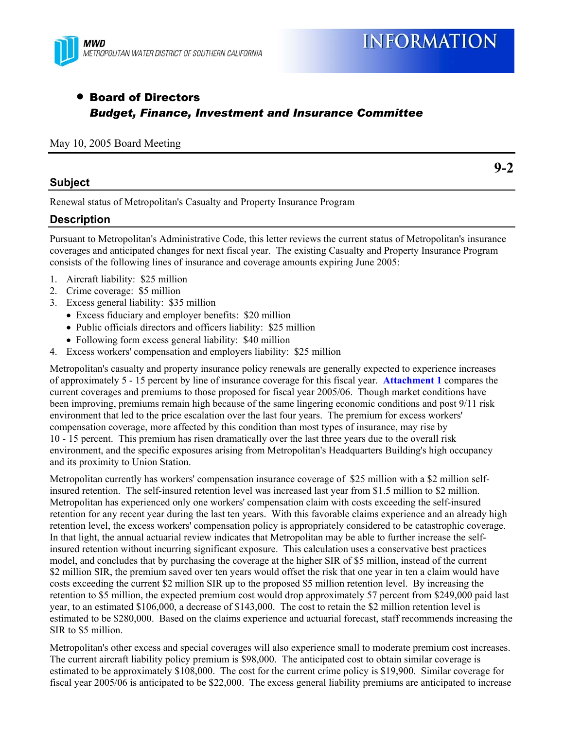MWD
METROPOLITAN WATER DISTRICT OF SOUTHERN CALIFORNIA

# INFORMATION

- **Board of Directors**
  ***Budget, Finance, Investment and Insurance Committee***

May 10, 2005 Board Meeting

**9-2**

## Subject

Renewal status of Metropolitan's Casualty and Property Insurance Program

## Description

Pursuant to Metropolitan's Administrative Code, this letter reviews the current status of Metropolitan's insurance coverages and anticipated changes for next fiscal year. The existing Casualty and Property Insurance Program consists of the following lines of insurance and coverage amounts expiring June 2005:

1. Aircraft liability: $25 million
2. Crime coverage: $5 million
3. Excess general liability: $35 million
   - Excess fiduciary and employer benefits: $20 million
   - Public officials directors and officers liability: $25 million
   - Following form excess general liability: $40 million
4. Excess workers' compensation and employers liability: $25 million

Metropolitan's casualty and property insurance policy renewals are generally expected to experience increases of approximately 5 - 15 percent by line of insurance coverage for this fiscal year. **Attachment 1** compares the current coverages and premiums to those proposed for fiscal year 2005/06. Though market conditions have been improving, premiums remain high because of the same lingering economic conditions and post 9/11 risk environment that led to the price escalation over the last four years. The premium for excess workers' compensation coverage, more affected by this condition than most types of insurance, may rise by 10 - 15 percent. This premium has risen dramatically over the last three years due to the overall risk environment, and the specific exposures arising from Metropolitan's Headquarters Building's high occupancy and its proximity to Union Station.

Metropolitan currently has workers' compensation insurance coverage of $25 million with a $2 million self-insured retention. The self-insured retention level was increased last year from $1.5 million to $2 million. Metropolitan has experienced only one workers' compensation claim with costs exceeding the self-insured retention for any recent year during the last ten years. With this favorable claims experience and an already high retention level, the excess workers' compensation policy is appropriately considered to be catastrophic coverage. In that light, the annual actuarial review indicates that Metropolitan may be able to further increase the self-insured retention without incurring significant exposure. This calculation uses a conservative best practices model, and concludes that by purchasing the coverage at the higher SIR of $5 million, instead of the current $2 million SIR, the premium saved over ten years would offset the risk that one year in ten a claim would have costs exceeding the current $2 million SIR up to the proposed $5 million retention level. By increasing the retention to $5 million, the expected premium cost would drop approximately 57 percent from $249,000 paid last year, to an estimated $106,000, a decrease of $143,000. The cost to retain the $2 million retention level is estimated to be $280,000. Based on the claims experience and actuarial forecast, staff recommends increasing the SIR to $5 million.

Metropolitan's other excess and special coverages will also experience small to moderate premium cost increases. The current aircraft liability policy premium is $98,000. The anticipated cost to obtain similar coverage is estimated to be approximately $108,000. The cost for the current crime policy is $19,900. Similar coverage for fiscal year 2005/06 is anticipated to be $22,000. The excess general liability premiums are anticipated to increase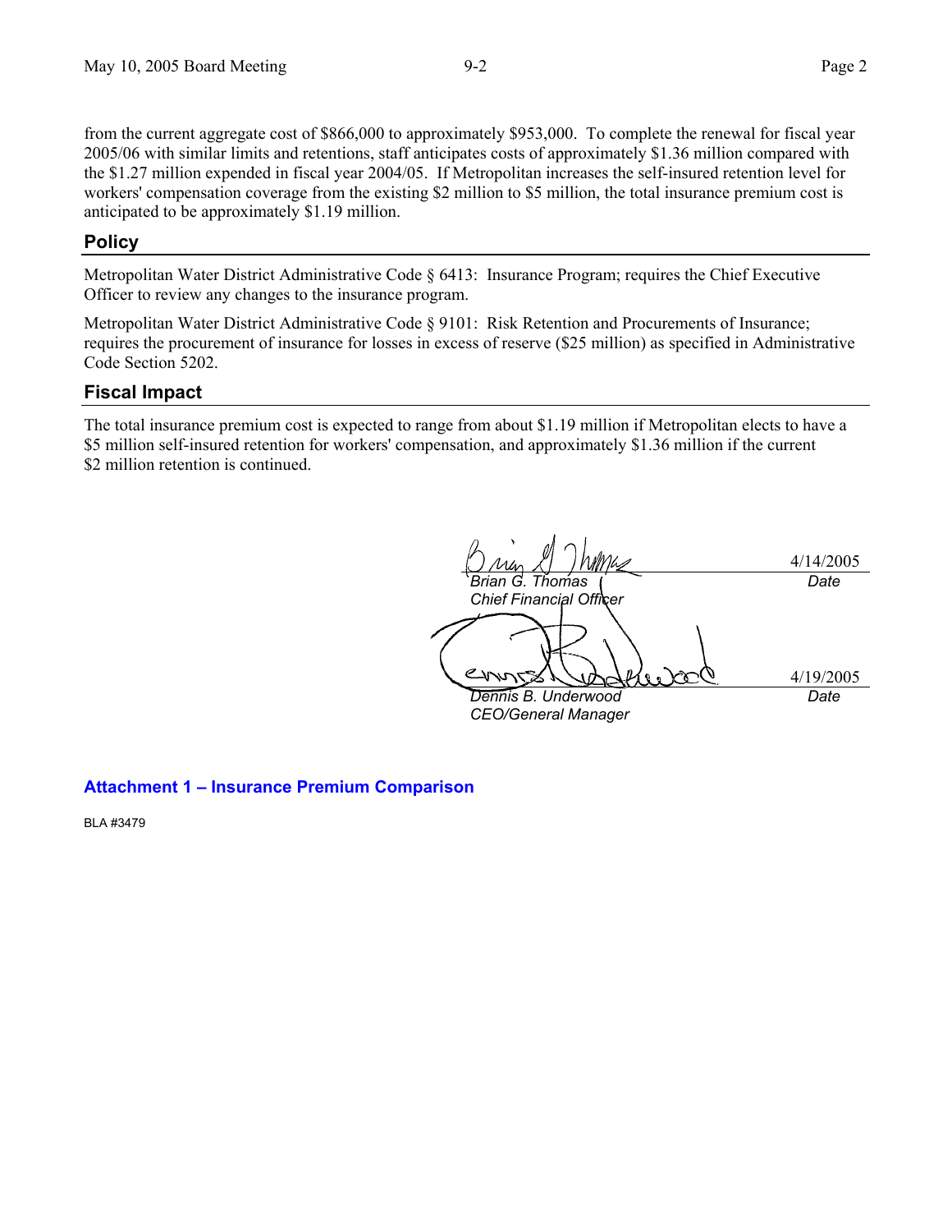from the current aggregate cost of $866,000 to approximately $953,000. To complete the renewal for fiscal year 2005/06 with similar limits and retentions, staff anticipates costs of approximately $1.36 million compared with the $1.27 million expended in fiscal year 2004/05. If Metropolitan increases the self-insured retention level for workers' compensation coverage from the existing $2 million to $5 million, the total insurance premium cost is anticipated to be approximately $1.19 million.

## Policy

Metropolitan Water District Administrative Code § 6413: Insurance Program; requires the Chief Executive Officer to review any changes to the insurance program.

Metropolitan Water District Administrative Code § 9101: Risk Retention and Procurements of Insurance; requires the procurement of insurance for losses in excess of reserve ($25 million) as specified in Administrative Code Section 5202.

## Fiscal Impact

The total insurance premium cost is expected to range from about $1.19 million if Metropolitan elects to have a $5 million self-insured retention for workers' compensation, and approximately $1.36 million if the current $2 million retention is continued.

| | |
|---|---|
| *Brian G. Thomas*<br>*Chief Financial Officer* | 4/14/2005<br>*Date* |
| *Dennis B. Underwood*<br>*CEO/General Manager* | 4/19/2005<br>*Date* |

**Attachment 1 – Insurance Premium Comparison**

BLA #3479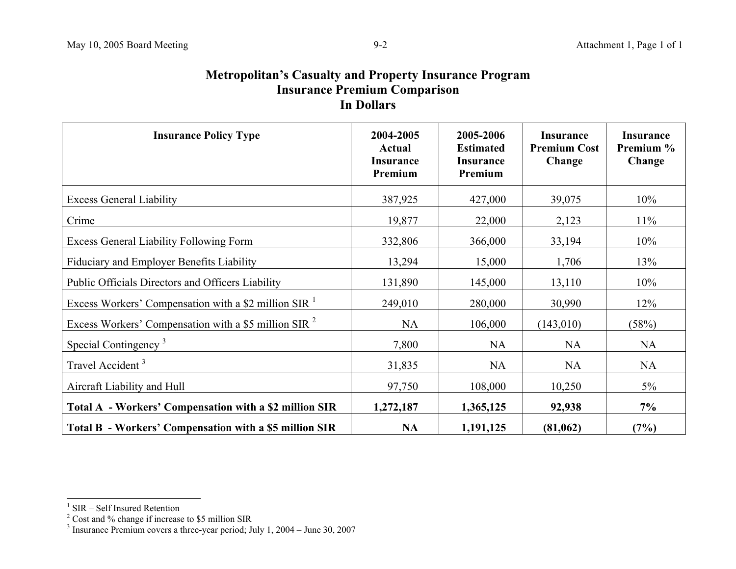# Metropolitan's Casualty and Property Insurance Program
## Insurance Premium Comparison
### In Dollars

| Insurance Policy Type | 2004-2005 Actual Insurance Premium | 2005-2006 Estimated Insurance Premium | Insurance Premium Cost Change | Insurance Premium % Change |
|---|---|---|---|---|
| Excess General Liability | 387,925 | 427,000 | 39,075 | 10% |
| Crime | 19,877 | 22,000 | 2,123 | 11% |
| Excess General Liability Following Form | 332,806 | 366,000 | 33,194 | 10% |
| Fiduciary and Employer Benefits Liability | 13,294 | 15,000 | 1,706 | 13% |
| Public Officials Directors and Officers Liability | 131,890 | 145,000 | 13,110 | 10% |
| Excess Workers' Compensation with a $2 million SIR [1] | 249,010 | 280,000 | 30,990 | 12% |
| Excess Workers' Compensation with a $5 million SIR [2] | NA | 106,000 | (143,010) | (58%) |
| Special Contingency [3] | 7,800 | NA | NA | NA |
| Travel Accident [3] | 31,835 | NA | NA | NA |
| Aircraft Liability and Hull | 97,750 | 108,000 | 10,250 | 5% |
| **Total A - Workers' Compensation with a $2 million SIR** | **1,272,187** | **1,365,125** | **92,938** | **7%** |
| **Total B - Workers' Compensation with a $5 million SIR** | **NA** | **1,191,125** | **(81,062)** | **(7%)** |

[1] SIR – Self Insured Retention
[2] Cost and % change if increase to $5 million SIR
[3] Insurance Premium covers a three-year period; July 1, 2004 – June 30, 2007